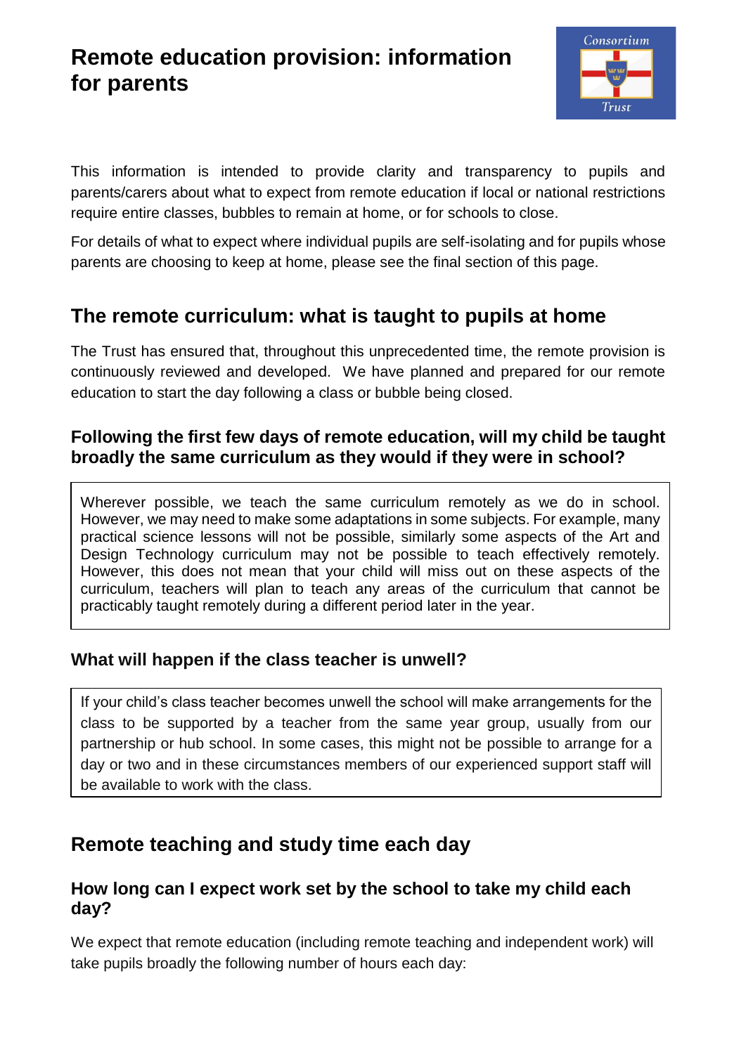# Remote education provision: information for parents

This information is intended to provide clarity and transparency to pupils and parents/carers about what to expect from remote education if local or national restrictions require entire classes, bubbles to remain at home, or for schools to close.

For details of what to expect where individual pupils are self-isolating and for pupils whose parents are choosing to keep at home, please see the final section of this page.

## The remote curriculum: what is taught to pupils at home

The Trust has ensured that, throughout this unprecedented time, the remote provision is continuously reviewed and developed. We have planned and prepared for our remote education to start the day following a class or bubble being closed.

### Following the first few days of remote education, will my child be taught broadly the same curriculum as they would if they were in school?

Wherever possible, we teach the same curriculum remotely as we do in school. However, we may need to make some adaptations in some subjects. For example, many practical science lessons will not be possible, similarly some aspects of the Art and Design Technology curriculum may not be possible to teach effectively remotely. However, this does not mean that your child will miss out on these aspects of the curriculum, teachers will plan to teach any areas of the curriculum that cannot be practicably taught remotely during a different period later in the year.

### What will happen if the class teacher is unwell?

If your child's class teacher becomes unwell the school will make arrangements for the class to be supported by a teacher from the same year group, usually from our partnership or hub school. In some cases, this might not be possible to arrange for a day or two and in these circumstances members of our experienced support staff will be available to work with the class.

## Remote teaching and study time each day

### How long can I expect work set by the school to take my child each day?

We expect that remote education (including remote teaching and independent work) will take pupils broadly the following number of hours each day: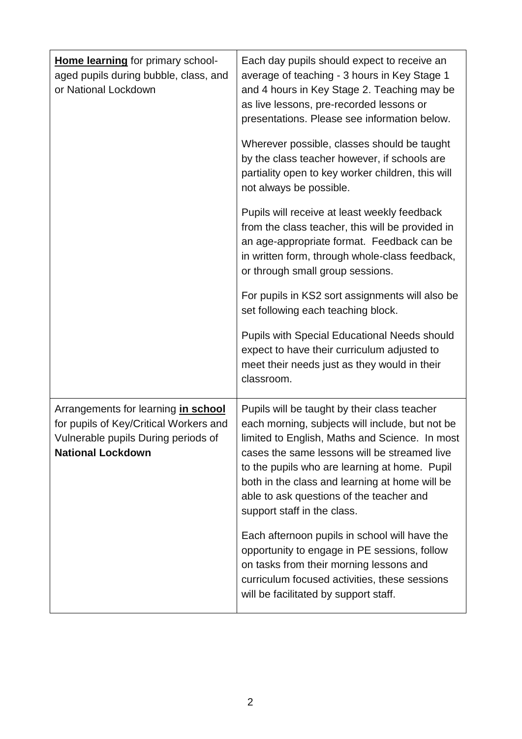| | |
|---|---|
| **<u>Home learning</u>** for primary school-aged pupils during bubble, class, and or National Lockdown | Each day pupils should expect to receive an average of teaching - 3 hours in Key Stage 1 and 4 hours in Key Stage 2. Teaching may be as live lessons, pre-recorded lessons or presentations. Please see information below.<br><br>Wherever possible, classes should be taught by the class teacher however, if schools are partiality open to key worker children, this will not always be possible.<br><br>Pupils will receive at least weekly feedback from the class teacher, this will be provided in an age-appropriate format. Feedback can be in written form, through whole-class feedback, or through small group sessions.<br><br>For pupils in KS2 sort assignments will also be set following each teaching block.<br><br>Pupils with Special Educational Needs should expect to have their curriculum adjusted to meet their needs just as they would in their classroom. |
| Arrangements for learning **<u>in school</u>** for pupils of Key/Critical Workers and Vulnerable pupils During periods of **National Lockdown** | Pupils will be taught by their class teacher each morning, subjects will include, but not be limited to English, Maths and Science. In most cases the same lessons will be streamed live to the pupils who are learning at home. Pupil both in the class and learning at home will be able to ask questions of the teacher and support staff in the class.<br><br>Each afternoon pupils in school will have the opportunity to engage in PE sessions, follow on tasks from their morning lessons and curriculum focused activities, these sessions will be facilitated by support staff. |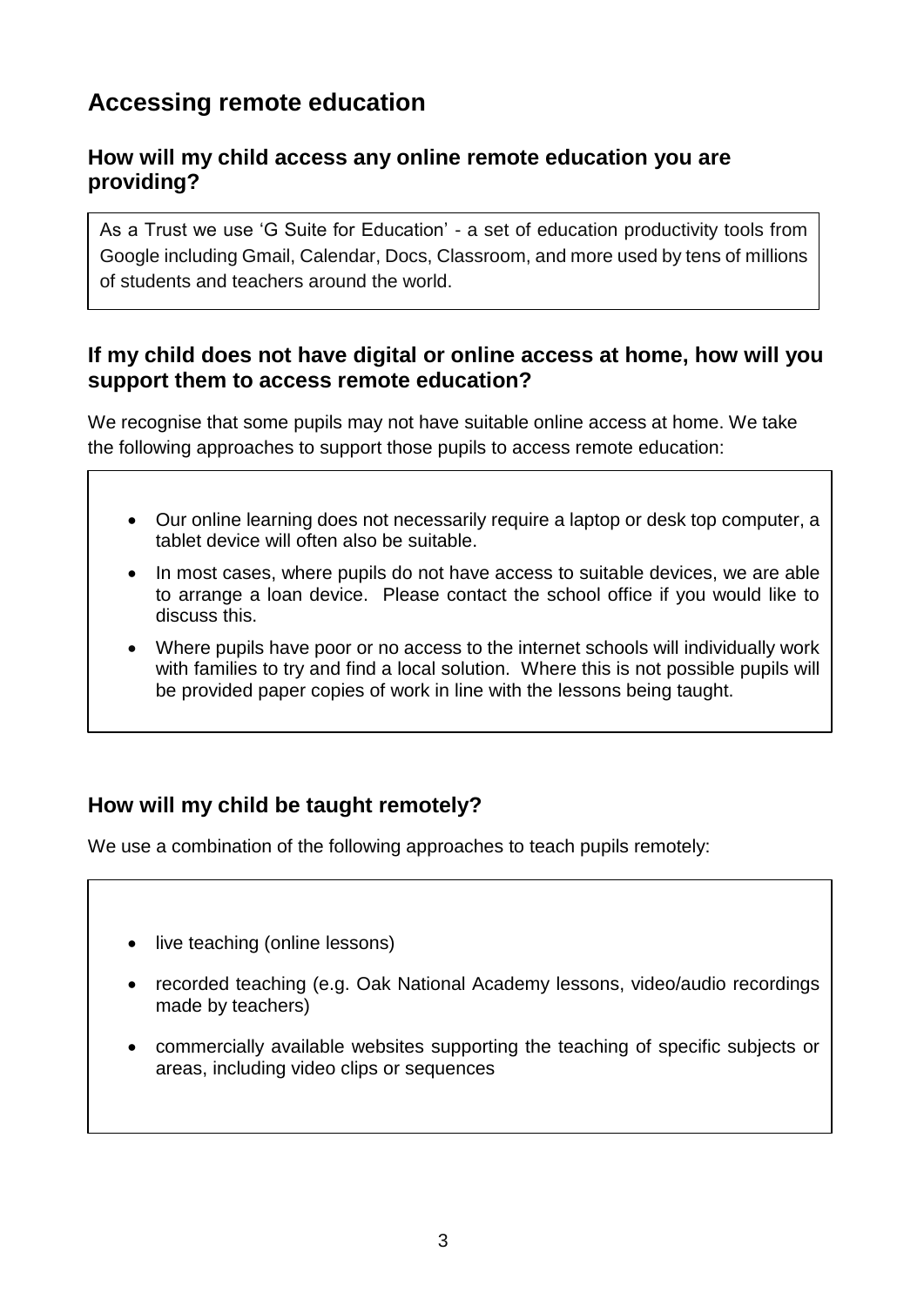## Accessing remote education

### How will my child access any online remote education you are providing?

As a Trust we use 'G Suite for Education' - a set of education productivity tools from Google including Gmail, Calendar, Docs, Classroom, and more used by tens of millions of students and teachers around the world.

### If my child does not have digital or online access at home, how will you support them to access remote education?

We recognise that some pupils may not have suitable online access at home. We take the following approaches to support those pupils to access remote education:

- Our online learning does not necessarily require a laptop or desk top computer, a tablet device will often also be suitable.
- In most cases, where pupils do not have access to suitable devices, we are able to arrange a loan device. Please contact the school office if you would like to discuss this.
- Where pupils have poor or no access to the internet schools will individually work with families to try and find a local solution. Where this is not possible pupils will be provided paper copies of work in line with the lessons being taught.

### How will my child be taught remotely?

We use a combination of the following approaches to teach pupils remotely:

- live teaching (online lessons)
- recorded teaching (e.g. Oak National Academy lessons, video/audio recordings made by teachers)
- commercially available websites supporting the teaching of specific subjects or areas, including video clips or sequences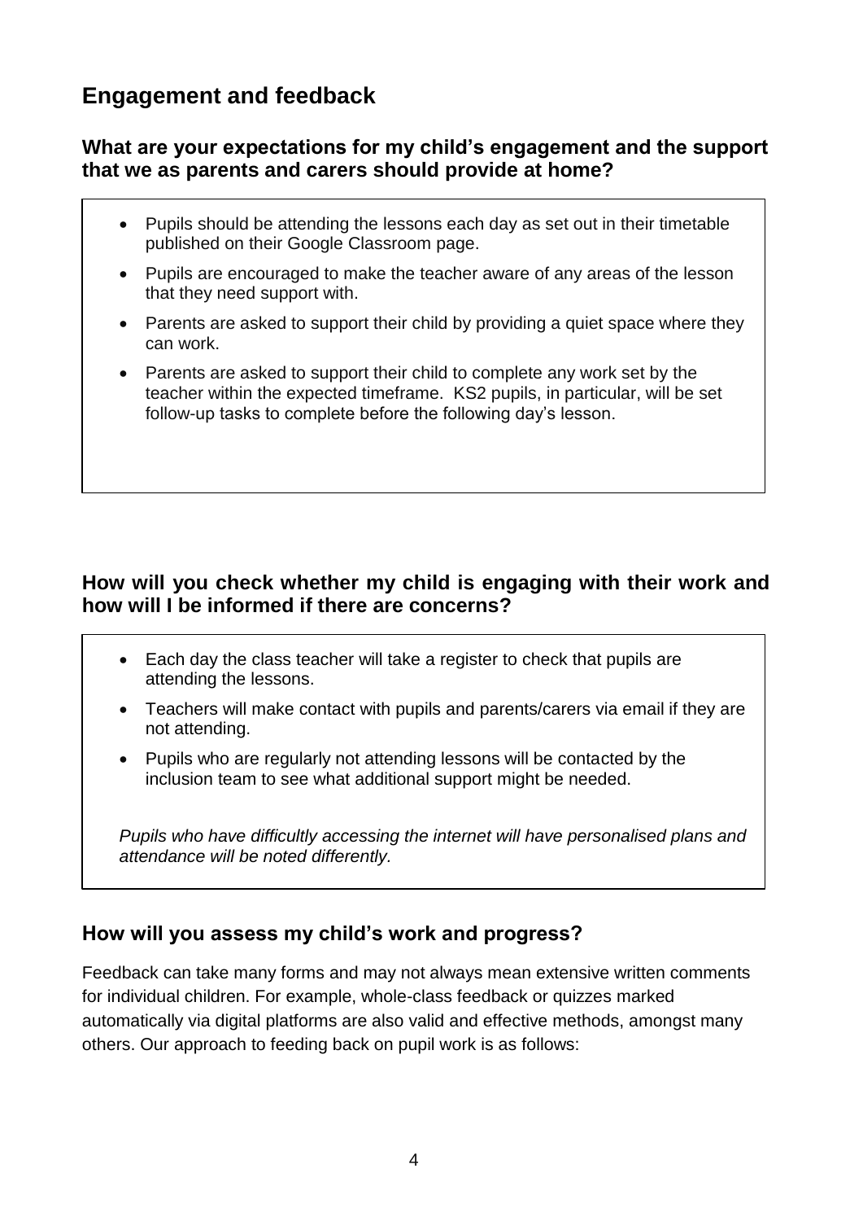## Engagement and feedback

### What are your expectations for my child's engagement and the support that we as parents and carers should provide at home?

- Pupils should be attending the lessons each day as set out in their timetable published on their Google Classroom page.
- Pupils are encouraged to make the teacher aware of any areas of the lesson that they need support with.
- Parents are asked to support their child by providing a quiet space where they can work.
- Parents are asked to support their child to complete any work set by the teacher within the expected timeframe. KS2 pupils, in particular, will be set follow-up tasks to complete before the following day's lesson.

### How will you check whether my child is engaging with their work and how will I be informed if there are concerns?

- Each day the class teacher will take a register to check that pupils are attending the lessons.
- Teachers will make contact with pupils and parents/carers via email if they are not attending.
- Pupils who are regularly not attending lessons will be contacted by the inclusion team to see what additional support might be needed.

*Pupils who have difficultly accessing the internet will have personalised plans and attendance will be noted differently.*

### How will you assess my child's work and progress?

Feedback can take many forms and may not always mean extensive written comments for individual children. For example, whole-class feedback or quizzes marked automatically via digital platforms are also valid and effective methods, amongst many others. Our approach to feeding back on pupil work is as follows: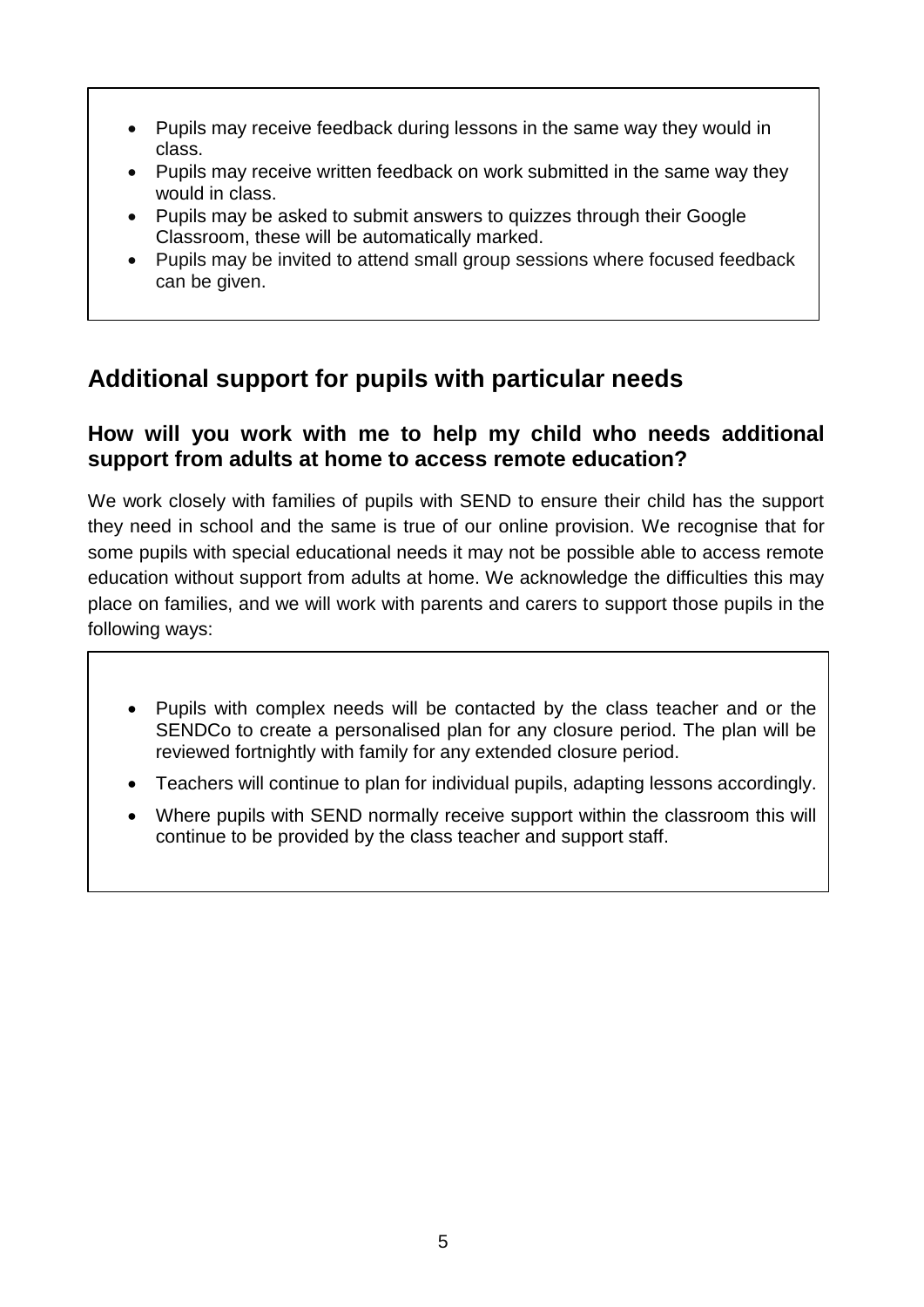- Pupils may receive feedback during lessons in the same way they would in class.
- Pupils may receive written feedback on work submitted in the same way they would in class.
- Pupils may be asked to submit answers to quizzes through their Google Classroom, these will be automatically marked.
- Pupils may be invited to attend small group sessions where focused feedback can be given.

## Additional support for pupils with particular needs

### How will you work with me to help my child who needs additional support from adults at home to access remote education?

We work closely with families of pupils with SEND to ensure their child has the support they need in school and the same is true of our online provision. We recognise that for some pupils with special educational needs it may not be possible able to access remote education without support from adults at home. We acknowledge the difficulties this may place on families, and we will work with parents and carers to support those pupils in the following ways:

- Pupils with complex needs will be contacted by the class teacher and or the SENDCo to create a personalised plan for any closure period. The plan will be reviewed fortnightly with family for any extended closure period.
- Teachers will continue to plan for individual pupils, adapting lessons accordingly.
- Where pupils with SEND normally receive support within the classroom this will continue to be provided by the class teacher and support staff.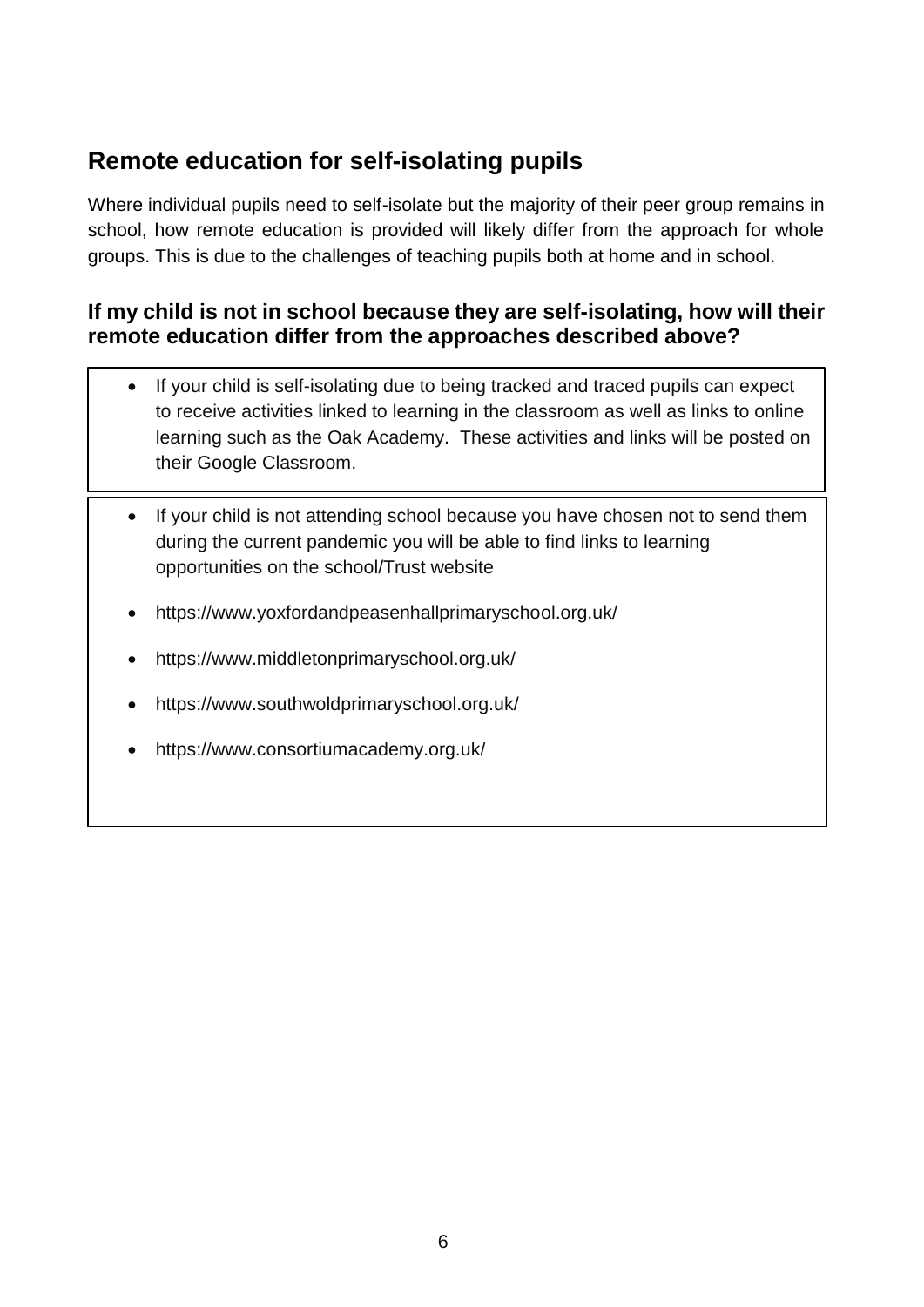## Remote education for self-isolating pupils

Where individual pupils need to self-isolate but the majority of their peer group remains in school, how remote education is provided will likely differ from the approach for whole groups. This is due to the challenges of teaching pupils both at home and in school.

### If my child is not in school because they are self-isolating, how will their remote education differ from the approaches described above?

- If your child is self-isolating due to being tracked and traced pupils can expect to receive activities linked to learning in the classroom as well as links to online learning such as the Oak Academy. These activities and links will be posted on their Google Classroom.

- If your child is not attending school because you have chosen not to send them during the current pandemic you will be able to find links to learning opportunities on the school/Trust website
- https://www.yoxfordandpeasenhallprimaryschool.org.uk/
- https://www.middletonprimaryschool.org.uk/
- https://www.southwoldprimaryschool.org.uk/
- https://www.consortiumacademy.org.uk/